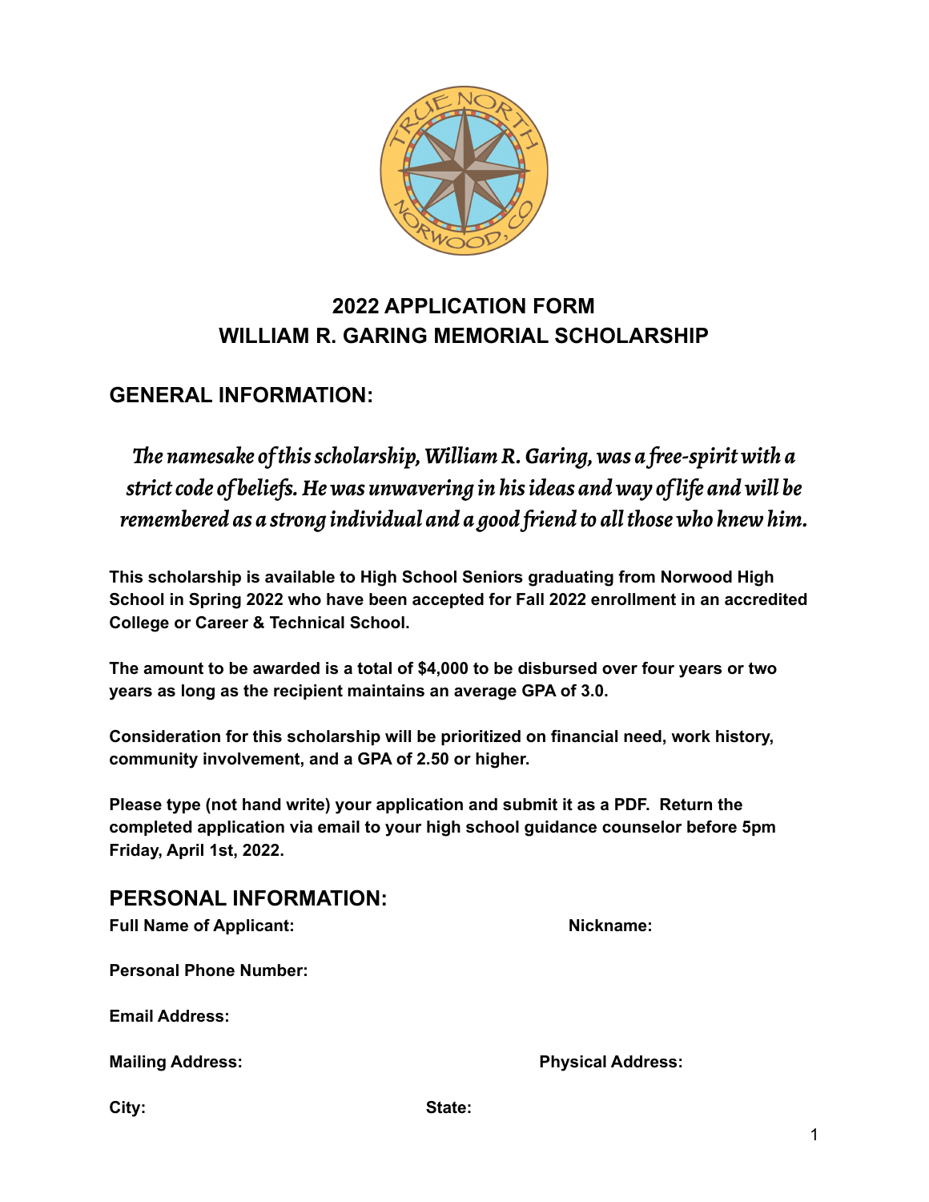# 2022 APPLICATION FORM
# WILLIAM R. GARING MEMORIAL SCHOLARSHIP

## GENERAL INFORMATION:

*The namesake of this scholarship, William R. Garing, was a free-spirit with a strict code of beliefs. He was unwavering in his ideas and way of life and will be remembered as a strong individual and a good friend to all those who knew him.*

**This scholarship is available to High School Seniors graduating from Norwood High School in Spring 2022 who have been accepted for Fall 2022 enrollment in an accredited College or Career & Technical School.**

**The amount to be awarded is a total of $4,000 to be disbursed over four years or two years as long as the recipient maintains an average GPA of 3.0.**

**Consideration for this scholarship will be prioritized on financial need, work history, community involvement, and a GPA of 2.50 or higher.**

**Please type (not hand write) your application and submit it as a PDF. Return the completed application via email to your high school guidance counselor before 5pm Friday, April 1st, 2022.**

## PERSONAL INFORMATION:

**Full Name of Applicant:** **Nickname:**

**Personal Phone Number:**

**Email Address:**

**Mailing Address:** **Physical Address:**

**City:** **State:**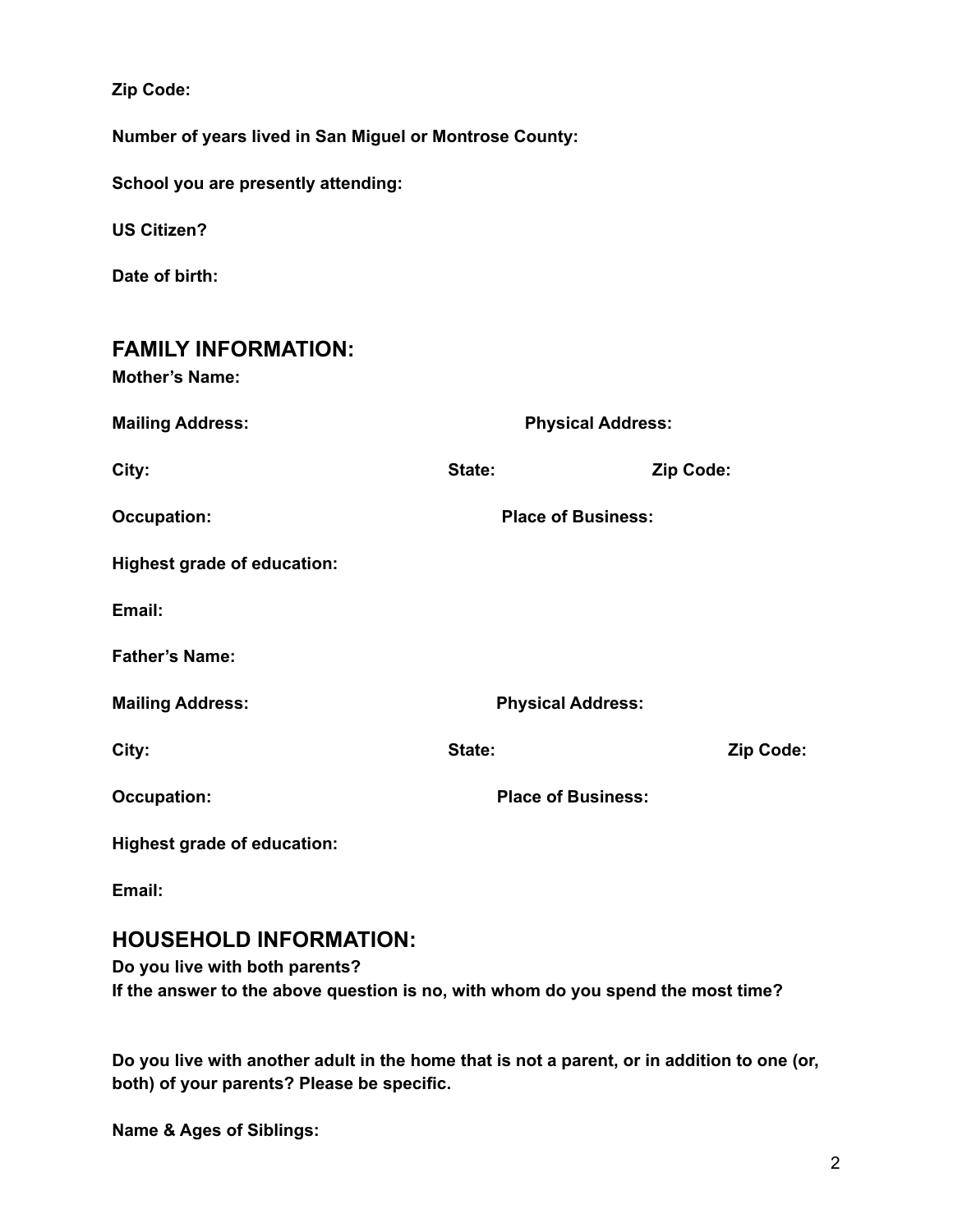**Zip Code:**

**Number of years lived in San Miguel or Montrose County:**

**School you are presently attending:**

**US Citizen?**

**Date of birth:**

## FAMILY INFORMATION:

**Mother's Name:**

**Mailing Address:** **Physical Address:**

**City:** **State:** **Zip Code:**

**Occupation:** **Place of Business:**

**Highest grade of education:**

**Email:**

**Father's Name:**

**Mailing Address:** **Physical Address:**

**City:** **State:** **Zip Code:**

**Occupation:** **Place of Business:**

**Highest grade of education:**

**Email:**

## HOUSEHOLD INFORMATION:

**Do you live with both parents?**
**If the answer to the above question is no, with whom do you spend the most time?**

**Do you live with another adult in the home that is not a parent, or in addition to one (or, both) of your parents? Please be specific.**

**Name & Ages of Siblings:**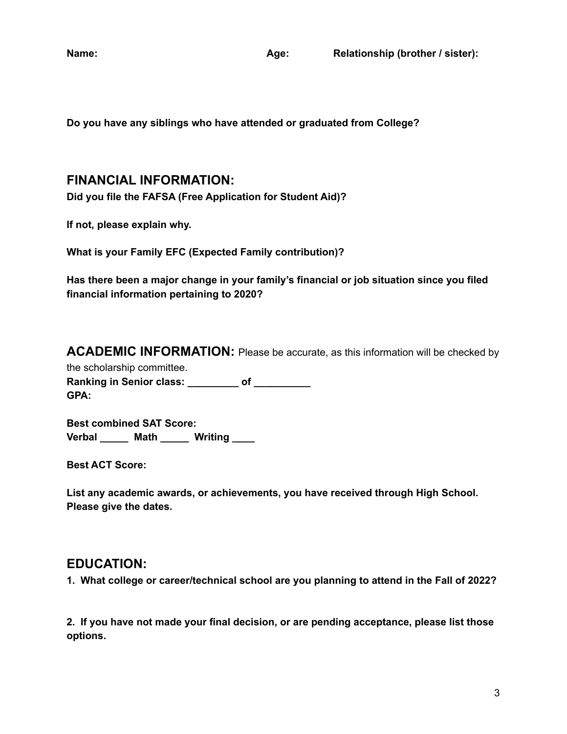**Name:** **Age:** **Relationship (brother / sister):**

**Do you have any siblings who have attended or graduated from College?**

## FINANCIAL INFORMATION:

**Did you file the FAFSA (Free Application for Student Aid)?**

**If not, please explain why.**

**What is your Family EFC (Expected Family contribution)?**

**Has there been a major change in your family's financial or job situation since you filed financial information pertaining to 2020?**

## ACADEMIC INFORMATION: 

Please be accurate, as this information will be checked by the scholarship committee.

**Ranking in Senior class: _________ of __________**
**GPA:**

**Best combined SAT Score:**
**Verbal _____ Math _____ Writing ____**

**Best ACT Score:**

**List any academic awards, or achievements, you have received through High School. Please give the dates.**

## EDUCATION:

**1. What college or career/technical school are you planning to attend in the Fall of 2022?**

**2. If you have not made your final decision, or are pending acceptance, please list those options.**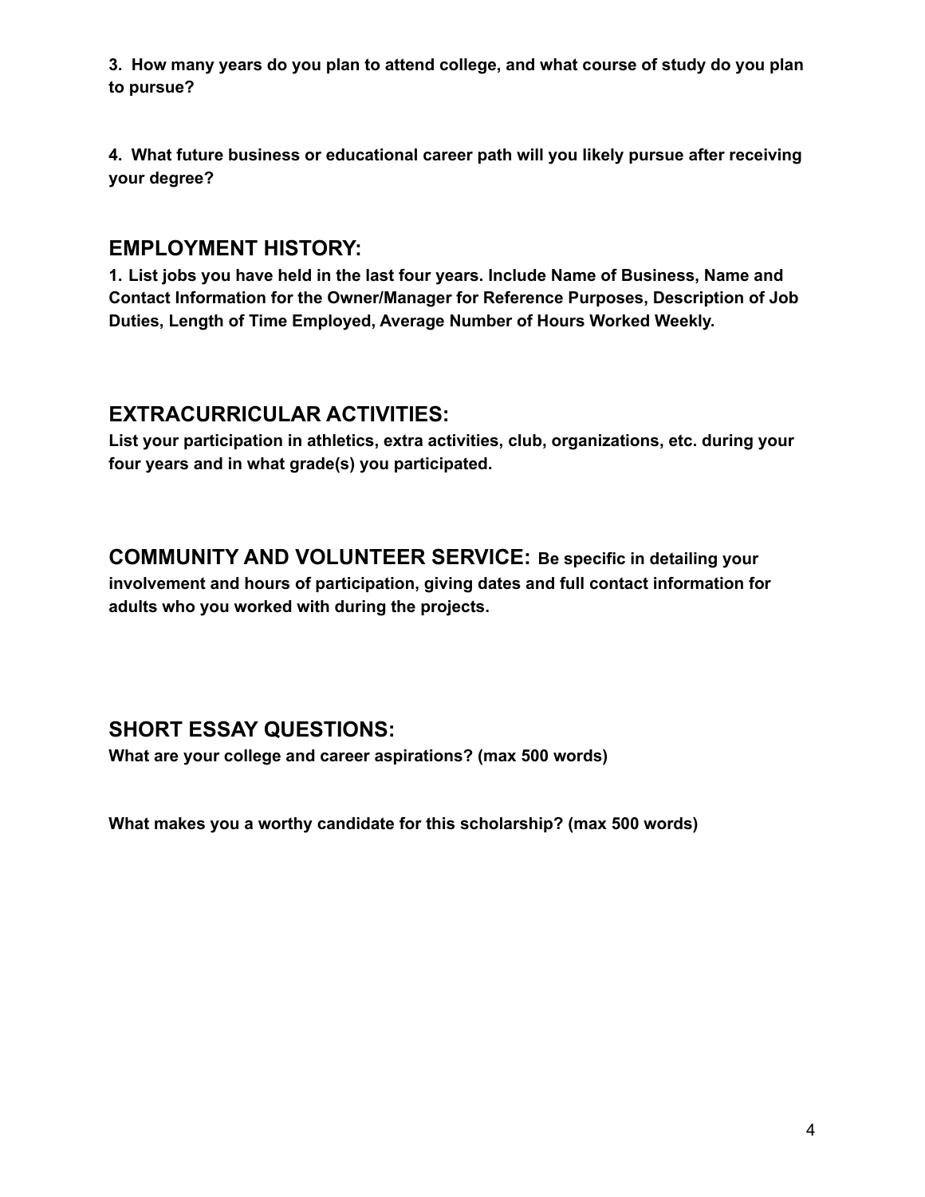**3. How many years do you plan to attend college, and what course of study do you plan to pursue?**

**4. What future business or educational career path will you likely pursue after receiving your degree?**

## EMPLOYMENT HISTORY:

**1. List jobs you have held in the last four years. Include Name of Business, Name and Contact Information for the Owner/Manager for Reference Purposes, Description of Job Duties, Length of Time Employed, Average Number of Hours Worked Weekly.**

## EXTRACURRICULAR ACTIVITIES:

**List your participation in athletics, extra activities, club, organizations, etc. during your four years and in what grade(s) you participated.**

## COMMUNITY AND VOLUNTEER SERVICE:

**Be specific in detailing your involvement and hours of participation, giving dates and full contact information for adults who you worked with during the projects.**

## SHORT ESSAY QUESTIONS:

**What are your college and career aspirations? (max 500 words)**

**What makes you a worthy candidate for this scholarship? (max 500 words)**